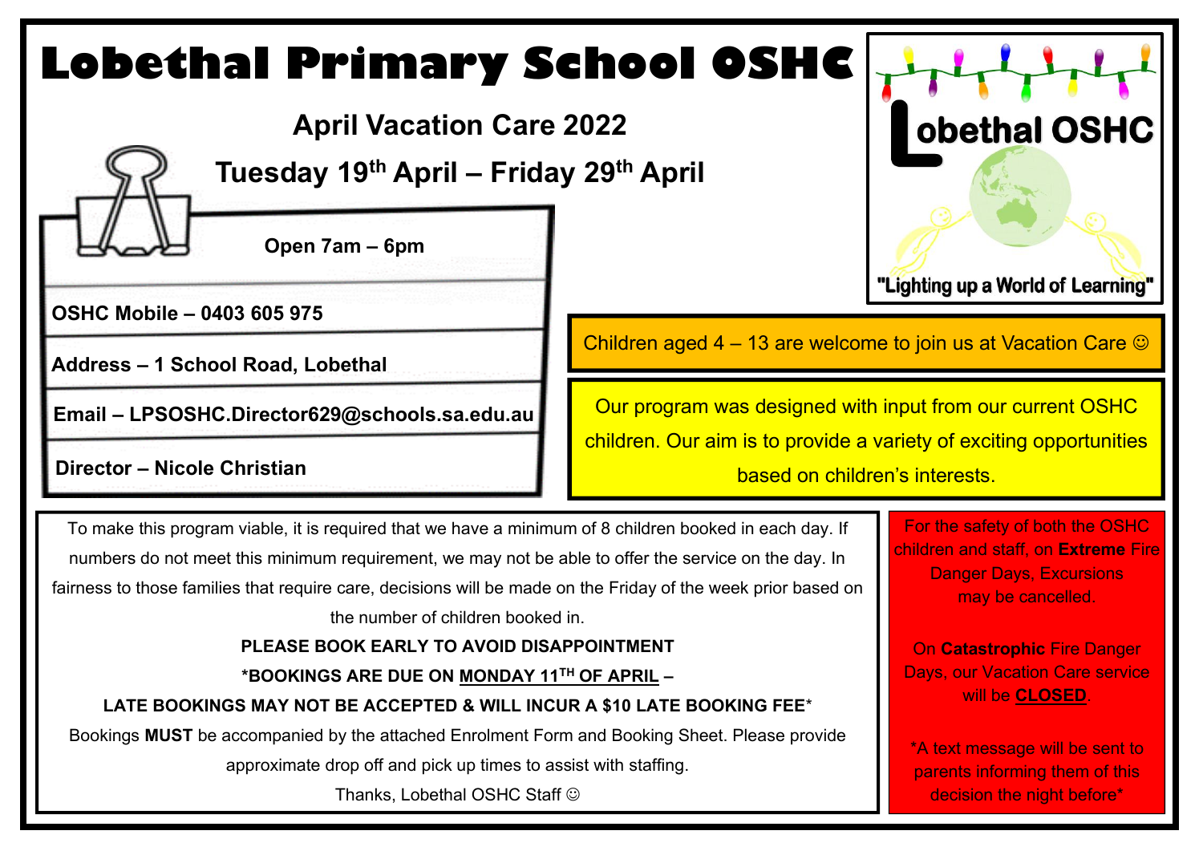# Lobethal Primary School OSHC

## April Vacation Care 2022

## Tuesday 19th April – Friday 29th April

**Open 7am – 6pm**

**OSHC Mobile – 0403 605 975**

**Address – 1 School Road, Lobethal**

**Email – LPSOSHC.Director629@schools.sa.edu.au**

**Director – Nicole Christian**

Lobethal OSHC

"Lighting up a World of Learning"

Children aged 4 – 13 are welcome to join us at Vacation Care ☺

Our program was designed with input from our current OSHC children. Our aim is to provide a variety of exciting opportunities based on children's interests.

To make this program viable, it is required that we have a minimum of 8 children booked in each day. If numbers do not meet this minimum requirement, we may not be able to offer the service on the day. In fairness to those families that require care, decisions will be made on the Friday of the week prior based on the number of children booked in.

**PLEASE BOOK EARLY TO AVOID DISAPPOINTMENT**

**\*BOOKINGS ARE DUE ON MONDAY 11TH OF APRIL –**

**LATE BOOKINGS MAY NOT BE ACCEPTED & WILL INCUR A $10 LATE BOOKING FEE\***

Bookings **MUST** be accompanied by the attached Enrolment Form and Booking Sheet. Please provide approximate drop off and pick up times to assist with staffing.

Thanks, Lobethal OSHC Staff ☺

For the safety of both the OSHC children and staff, on **Extreme** Fire Danger Days, Excursions may be cancelled.

On **Catastrophic** Fire Danger Days, our Vacation Care service will be **CLOSED**.

\*A text message will be sent to parents informing them of this decision the night before\*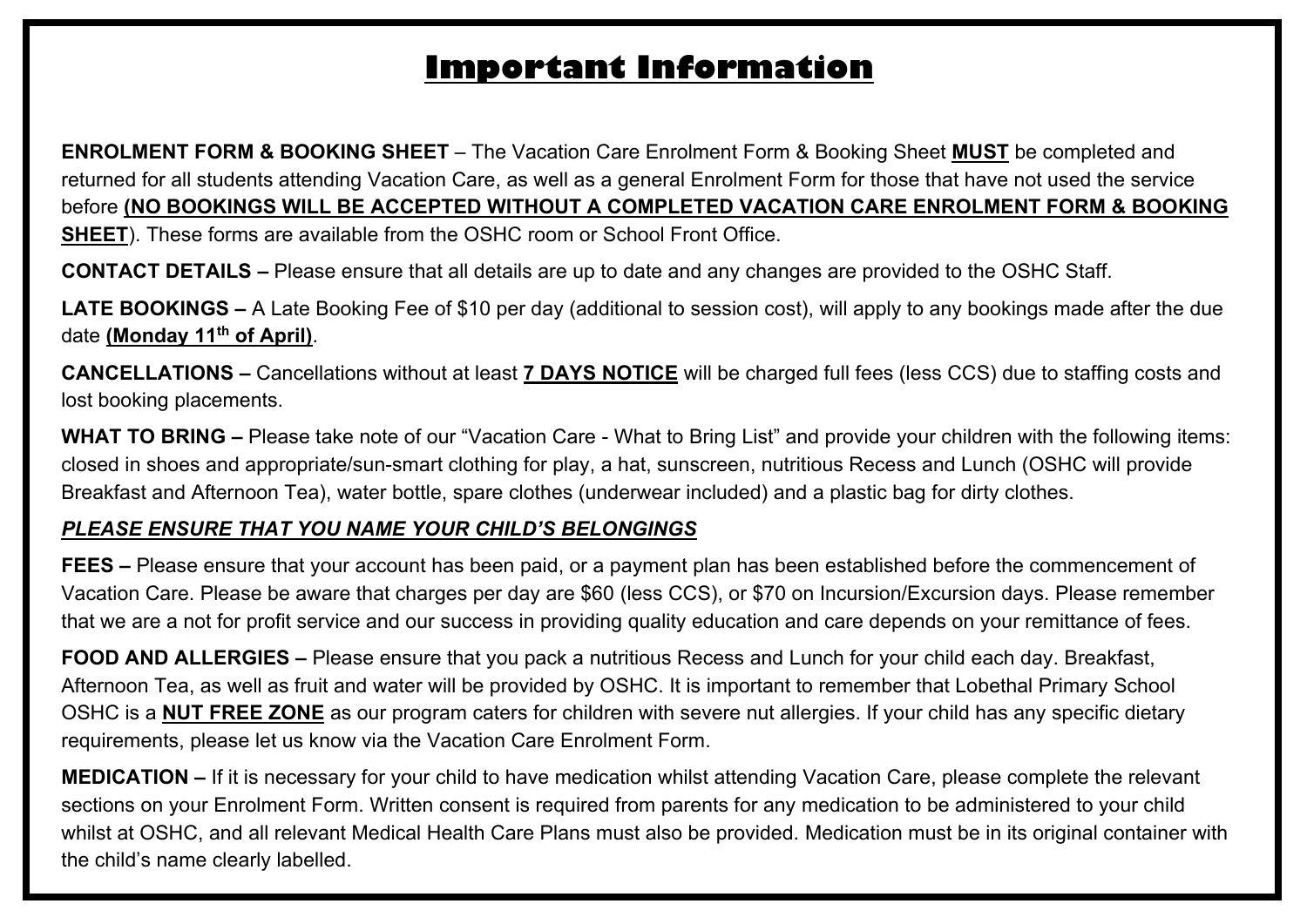# Important Information

**ENROLMENT FORM & BOOKING SHEET** – The Vacation Care Enrolment Form & Booking Sheet **MUST** be completed and returned for all students attending Vacation Care, as well as a general Enrolment Form for those that have not used the service before **(NO BOOKINGS WILL BE ACCEPTED WITHOUT A COMPLETED VACATION CARE ENROLMENT FORM & BOOKING SHEET**). These forms are available from the OSHC room or School Front Office.

**CONTACT DETAILS –** Please ensure that all details are up to date and any changes are provided to the OSHC Staff.

**LATE BOOKINGS –** A Late Booking Fee of $10 per day (additional to session cost), will apply to any bookings made after the due date **(Monday 11th of April)**.

**CANCELLATIONS –** Cancellations without at least **7 DAYS NOTICE** will be charged full fees (less CCS) due to staffing costs and lost booking placements.

**WHAT TO BRING –** Please take note of our "Vacation Care - What to Bring List" and provide your children with the following items: closed in shoes and appropriate/sun-smart clothing for play, a hat, sunscreen, nutritious Recess and Lunch (OSHC will provide Breakfast and Afternoon Tea), water bottle, spare clothes (underwear included) and a plastic bag for dirty clothes.

***PLEASE ENSURE THAT YOU NAME YOUR CHILD'S BELONGINGS***

**FEES –** Please ensure that your account has been paid, or a payment plan has been established before the commencement of Vacation Care. Please be aware that charges per day are $60 (less CCS), or $70 on Incursion/Excursion days. Please remember that we are a not for profit service and our success in providing quality education and care depends on your remittance of fees.

**FOOD AND ALLERGIES –** Please ensure that you pack a nutritious Recess and Lunch for your child each day. Breakfast, Afternoon Tea, as well as fruit and water will be provided by OSHC. It is important to remember that Lobethal Primary School OSHC is a **NUT FREE ZONE** as our program caters for children with severe nut allergies. If your child has any specific dietary requirements, please let us know via the Vacation Care Enrolment Form.

**MEDICATION –** If it is necessary for your child to have medication whilst attending Vacation Care, please complete the relevant sections on your Enrolment Form. Written consent is required from parents for any medication to be administered to your child whilst at OSHC, and all relevant Medical Health Care Plans must also be provided. Medication must be in its original container with the child's name clearly labelled.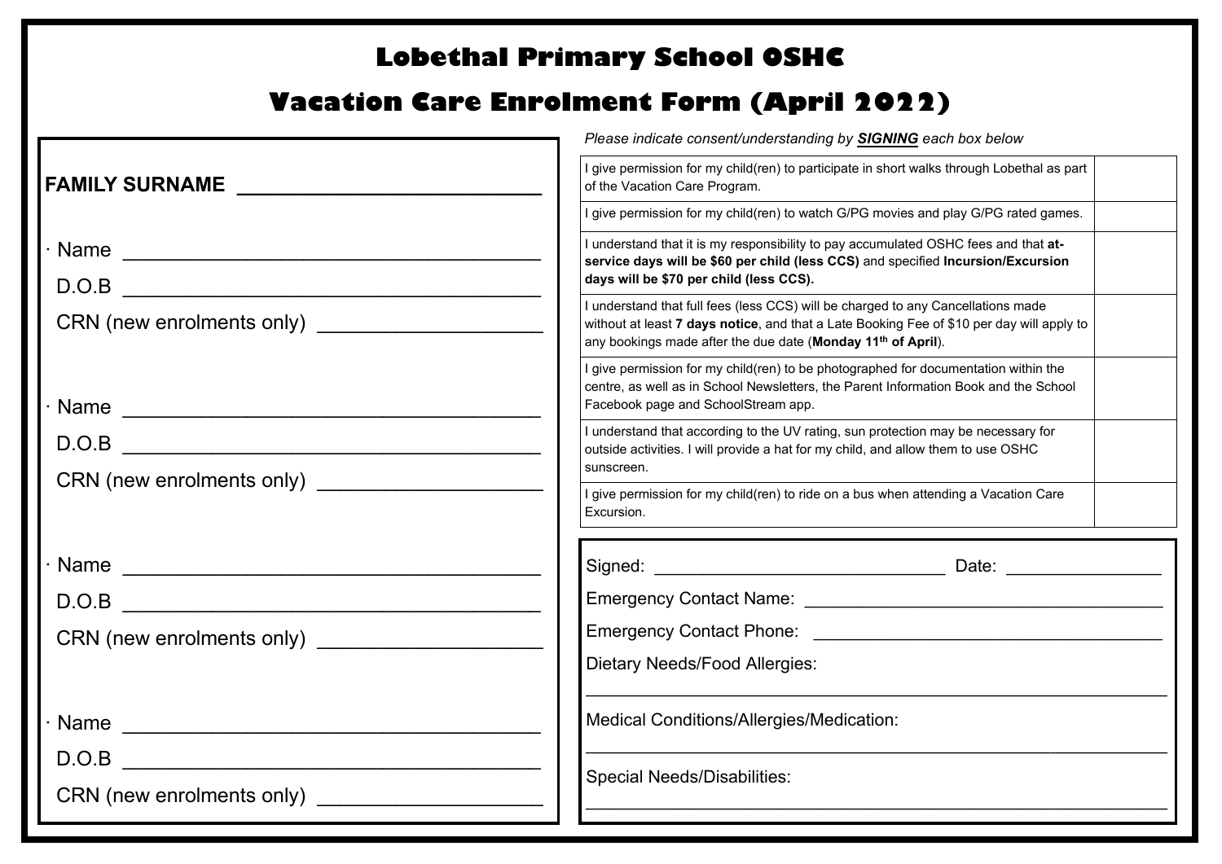# Lobethal Primary School OSHC

## Vacation Care Enrolment Form (April 2022)

**FAMILY SURNAME** ___________________________

· Name _______________________________________

D.O.B _______________________________________

CRN (new enrolments only) ____________________

· Name _______________________________________

D.O.B _______________________________________

CRN (new enrolments only) ____________________

· Name _______________________________________

D.O.B _______________________________________

CRN (new enrolments only) ____________________

· Name _______________________________________

D.O.B _______________________________________

CRN (new enrolments only) ____________________

*Please indicate consent/understanding by **SIGNING** each box below*

| | |
|---|---|
| I give permission for my child(ren) to participate in short walks through Lobethal as part of the Vacation Care Program. | |
| I give permission for my child(ren) to watch G/PG movies and play G/PG rated games. | |
| I understand that it is my responsibility to pay accumulated OSHC fees and that **at-service days will be $60 per child (less CCS)** and specified **Incursion/Excursion days will be $70 per child (less CCS).** | |
| I understand that full fees (less CCS) will be charged to any Cancellations made without at least **7 days notice**, and that a Late Booking Fee of $10 per day will apply to any bookings made after the due date (**Monday 11th of April**). | |
| I give permission for my child(ren) to be photographed for documentation within the centre, as well as in School Newsletters, the Parent Information Book and the School Facebook page and SchoolStream app. | |
| I understand that according to the UV rating, sun protection may be necessary for outside activities. I will provide a hat for my child, and allow them to use OSHC sunscreen. | |
| I give permission for my child(ren) to ride on a bus when attending a Vacation Care Excursion. | |

Signed: ______________________________ Date: _______________

Emergency Contact Name: ____________________________________

Emergency Contact Phone: ___________________________________

Dietary Needs/Food Allergies:

_____________________________________________________________

Medical Conditions/Allergies/Medication:

_____________________________________________________________

Special Needs/Disabilities:

_____________________________________________________________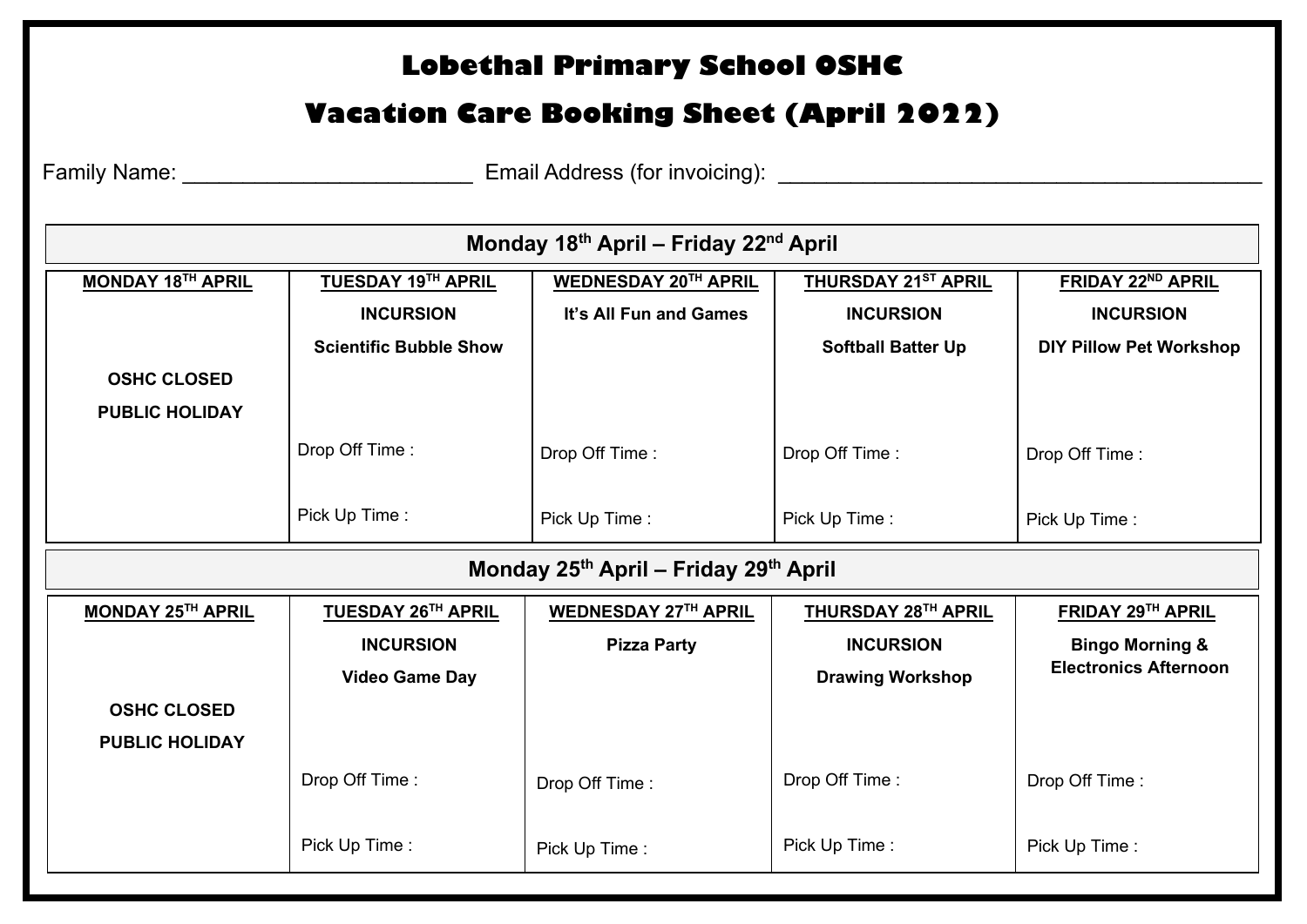# Lobethal Primary School OSHC

# Vacation Care Booking Sheet (April 2022)

Family Name: ________________________ Email Address (for invoicing): ________________________________________

## Monday 18th April – Friday 22nd April

| MONDAY 18TH APRIL | TUESDAY 19TH APRIL | WEDNESDAY 20TH APRIL | THURSDAY 21ST APRIL | FRIDAY 22ND APRIL |
|---|---|---|---|---|
| OSHC CLOSED<br>PUBLIC HOLIDAY | INCURSION<br>Scientific Bubble Show<br><br>Drop Off Time :<br><br>Pick Up Time : | It's All Fun and Games<br><br>Drop Off Time :<br><br>Pick Up Time : | INCURSION<br>Softball Batter Up<br><br>Drop Off Time :<br><br>Pick Up Time : | INCURSION<br>DIY Pillow Pet Workshop<br><br>Drop Off Time :<br><br>Pick Up Time : |

## Monday 25th April – Friday 29th April

| MONDAY 25TH APRIL | TUESDAY 26TH APRIL | WEDNESDAY 27TH APRIL | THURSDAY 28TH APRIL | FRIDAY 29TH APRIL |
|---|---|---|---|---|
| OSHC CLOSED<br>PUBLIC HOLIDAY | INCURSION<br>Video Game Day<br><br>Drop Off Time :<br><br>Pick Up Time : | Pizza Party<br><br>Drop Off Time :<br><br>Pick Up Time : | INCURSION<br>Drawing Workshop<br><br>Drop Off Time :<br><br>Pick Up Time : | Bingo Morning & Electronics Afternoon<br><br>Drop Off Time :<br><br>Pick Up Time : |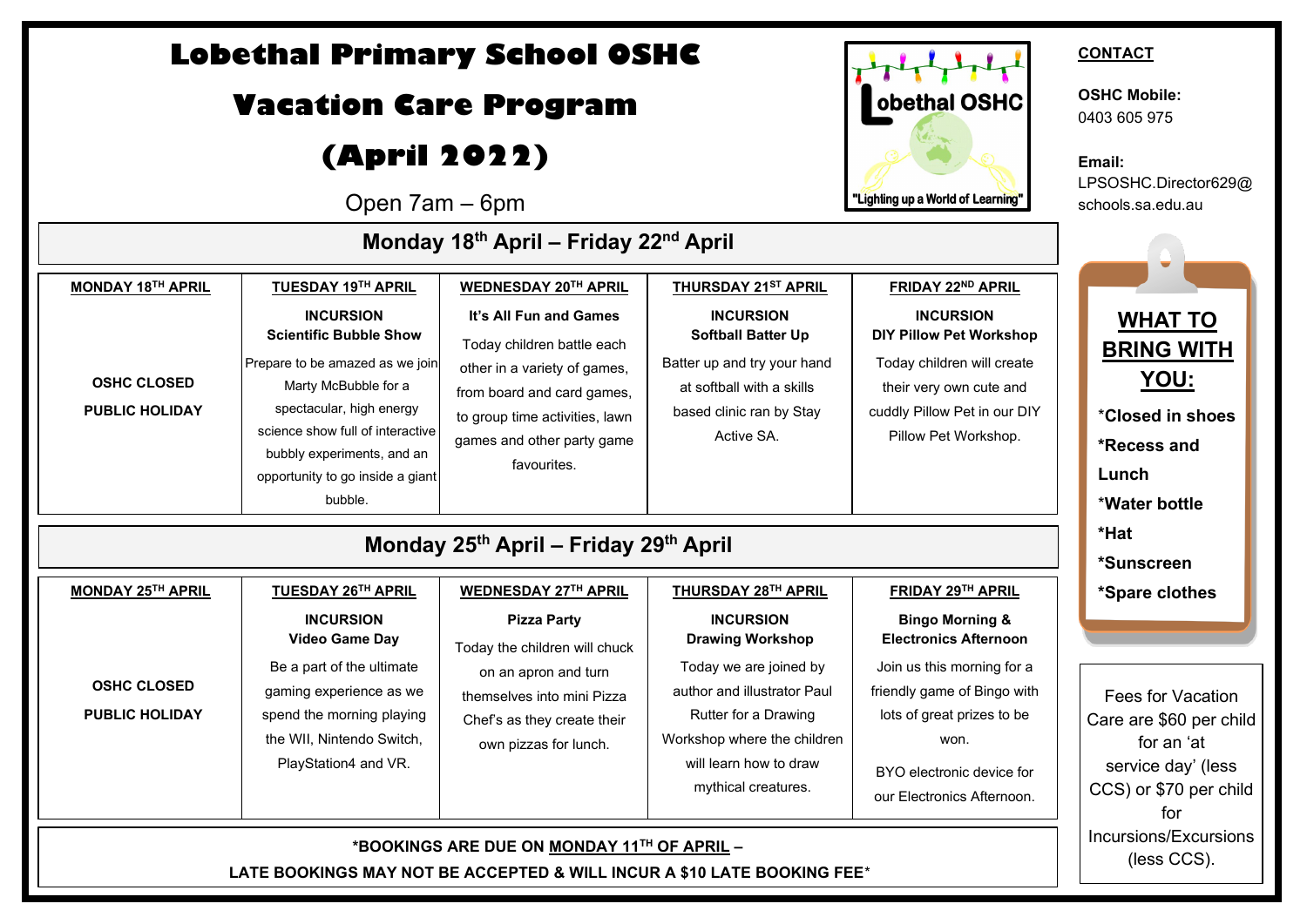# Lobethal Primary School OSHC

# Vacation Care Program

# (April 2022)

Open 7am – 6pm

Lobethal OSHC

"Lighting up a World of Learning"

**CONTACT**

**OSHC Mobile:**
0403 605 975

**Email:**
LPSOSHC.Director629@schools.sa.edu.au

## Monday 18th April – Friday 22nd April

| MONDAY 18TH APRIL | TUESDAY 19TH APRIL | WEDNESDAY 20TH APRIL | THURSDAY 21ST APRIL | FRIDAY 22ND APRIL |
|---|---|---|---|---|
| **OSHC CLOSED PUBLIC HOLIDAY** | **INCURSION Scientific Bubble Show** Prepare to be amazed as we join Marty McBubble for a spectacular, high energy science show full of interactive bubbly experiments, and an opportunity to go inside a giant bubble. | **It's All Fun and Games** Today children battle each other in a variety of games, from board and card games, to group time activities, lawn games and other party game favourites. | **INCURSION Softball Batter Up** Batter up and try your hand at softball with a skills based clinic ran by Stay Active SA. | **INCURSION DIY Pillow Pet Workshop** Today children will create their very own cute and cuddly Pillow Pet in our DIY Pillow Pet Workshop. |

## Monday 25th April – Friday 29th April

| MONDAY 25TH APRIL | TUESDAY 26TH APRIL | WEDNESDAY 27TH APRIL | THURSDAY 28TH APRIL | FRIDAY 29TH APRIL |
|---|---|---|---|---|
| **OSHC CLOSED PUBLIC HOLIDAY** | **INCURSION Video Game Day** Be a part of the ultimate gaming experience as we spend the morning playing the WII, Nintendo Switch, PlayStation4 and VR. | **Pizza Party** Today the children will chuck on an apron and turn themselves into mini Pizza Chef's as they create their own pizzas for lunch. | **INCURSION Drawing Workshop** Today we are joined by author and illustrator Paul Rutter for a Drawing Workshop where the children will learn how to draw mythical creatures. | **Bingo Morning & Electronics Afternoon** Join us this morning for a friendly game of Bingo with lots of great prizes to be won. BYO electronic device for our Electronics Afternoon. |

***BOOKINGS ARE DUE ON MONDAY 11TH OF APRIL – LATE BOOKINGS MAY NOT BE ACCEPTED & WILL INCUR A $10 LATE BOOKING FEE***

## WHAT TO BRING WITH YOU:

- **Closed in shoes**
- **Recess and Lunch**
- **Water bottle**
- **Hat**
- **Sunscreen**
- **Spare clothes**

Fees for Vacation Care are $60 per child for an 'at service day' (less CCS) or $70 per child for Incursions/Excursions (less CCS).